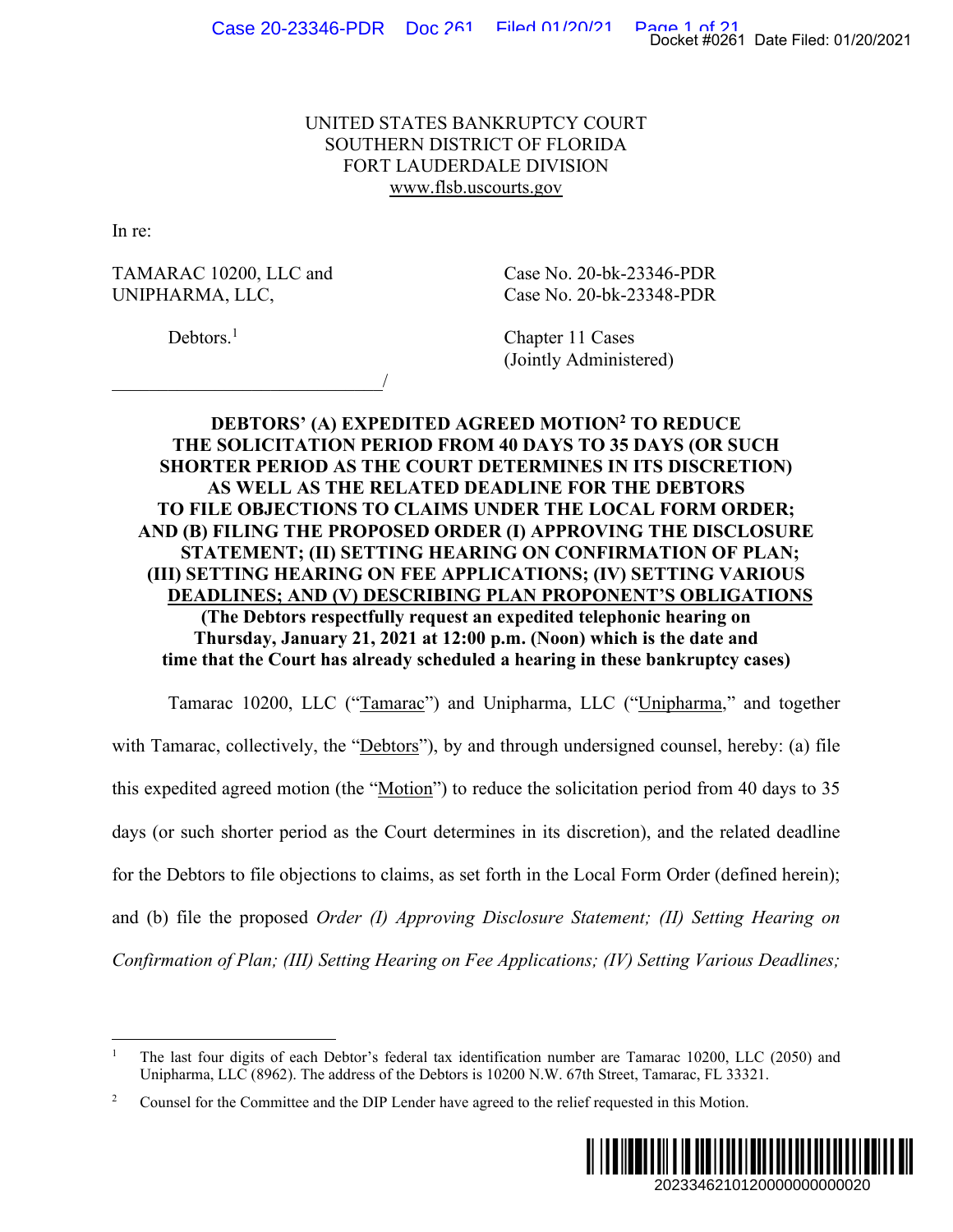UNITED STATES BANKRUPTCY COURT
SOUTHERN DISTRICT OF FLORIDA
FORT LAUDERDALE DIVISION
www.flsb.uscourts.gov

In re:

TAMARAC 10200, LLC and UNIPHARMA, LLC,

Debtors.[1]

Case No. 20-bk-23346-PDR
Case No. 20-bk-23348-PDR

Chapter 11 Cases
(Jointly Administered)

______________________________/

**DEBTORS' (A) EXPEDITED AGREED MOTION[2] TO REDUCE THE SOLICITATION PERIOD FROM 40 DAYS TO 35 DAYS (OR SUCH SHORTER PERIOD AS THE COURT DETERMINES IN ITS DISCRETION) AS WELL AS THE RELATED DEADLINE FOR THE DEBTORS TO FILE OBJECTIONS TO CLAIMS UNDER THE LOCAL FORM ORDER; AND (B) FILING THE PROPOSED ORDER (I) APPROVING THE DISCLOSURE STATEMENT; (II) SETTING HEARING ON CONFIRMATION OF PLAN; (III) SETTING HEARING ON FEE APPLICATIONS; (IV) SETTING VARIOUS DEADLINES; AND (V) DESCRIBING PLAN PROPONENT'S OBLIGATIONS**

**(The Debtors respectfully request an expedited telephonic hearing on Thursday, January 21, 2021 at 12:00 p.m. (Noon) which is the date and time that the Court has already scheduled a hearing in these bankruptcy cases)**

Tamarac 10200, LLC ("Tamarac") and Unipharma, LLC ("Unipharma," and together with Tamarac, collectively, the "Debtors"), by and through undersigned counsel, hereby: (a) file this expedited agreed motion (the "Motion") to reduce the solicitation period from 40 days to 35 days (or such shorter period as the Court determines in its discretion), and the related deadline for the Debtors to file objections to claims, as set forth in the Local Form Order (defined herein); and (b) file the proposed *Order (I) Approving Disclosure Statement; (II) Setting Hearing on Confirmation of Plan; (III) Setting Hearing on Fee Applications; (IV) Setting Various Deadlines;*

---

[1] The last four digits of each Debtor's federal tax identification number are Tamarac 10200, LLC (2050) and Unipharma, LLC (8962). The address of the Debtors is 10200 N.W. 67th Street, Tamarac, FL 33321.

[2] Counsel for the Committee and the DIP Lender have agreed to the relief requested in this Motion.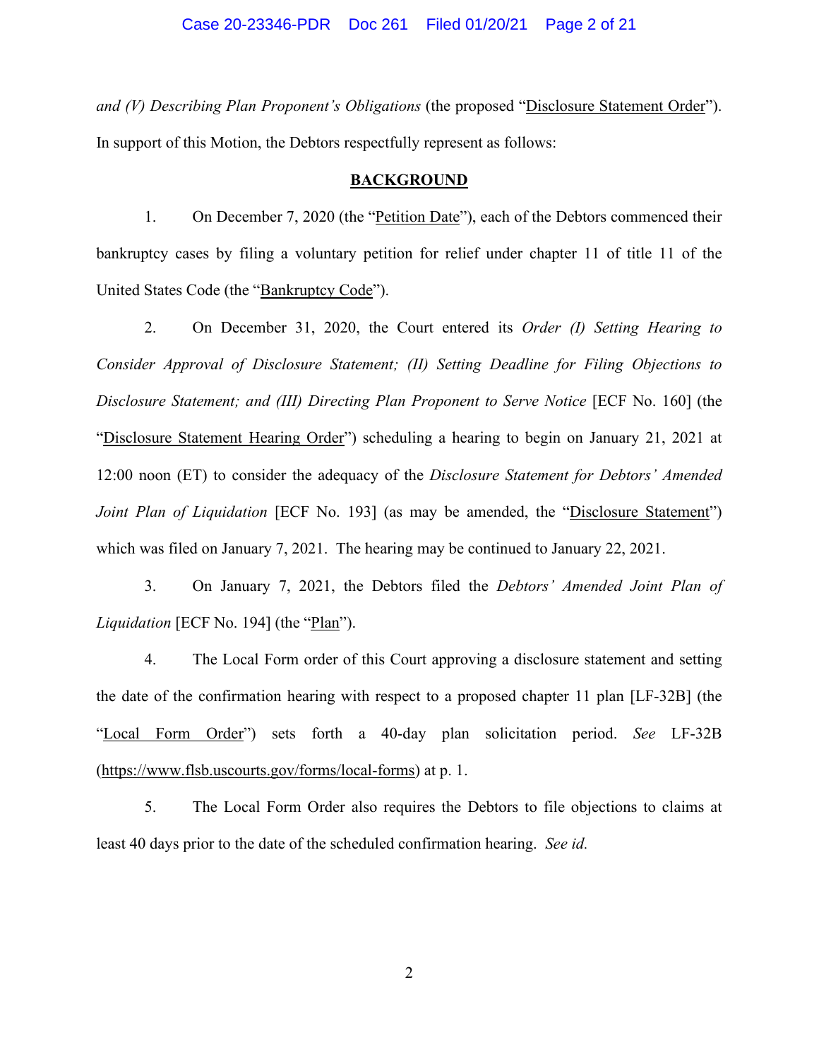*and (V) Describing Plan Proponent's Obligations* (the proposed "Disclosure Statement Order"). In support of this Motion, the Debtors respectfully represent as follows:

## BACKGROUND

1. On December 7, 2020 (the "Petition Date"), each of the Debtors commenced their bankruptcy cases by filing a voluntary petition for relief under chapter 11 of title 11 of the United States Code (the "Bankruptcy Code").

2. On December 31, 2020, the Court entered its *Order (I) Setting Hearing to Consider Approval of Disclosure Statement; (II) Setting Deadline for Filing Objections to Disclosure Statement; and (III) Directing Plan Proponent to Serve Notice* [ECF No. 160] (the "Disclosure Statement Hearing Order") scheduling a hearing to begin on January 21, 2021 at 12:00 noon (ET) to consider the adequacy of the *Disclosure Statement for Debtors' Amended Joint Plan of Liquidation* [ECF No. 193] (as may be amended, the "Disclosure Statement") which was filed on January 7, 2021. The hearing may be continued to January 22, 2021.

3. On January 7, 2021, the Debtors filed the *Debtors' Amended Joint Plan of Liquidation* [ECF No. 194] (the "Plan").

4. The Local Form order of this Court approving a disclosure statement and setting the date of the confirmation hearing with respect to a proposed chapter 11 plan [LF-32B] (the "Local Form Order") sets forth a 40-day plan solicitation period. *See* LF-32B (https://www.flsb.uscourts.gov/forms/local-forms) at p. 1.

5. The Local Form Order also requires the Debtors to file objections to claims at least 40 days prior to the date of the scheduled confirmation hearing. *See id.*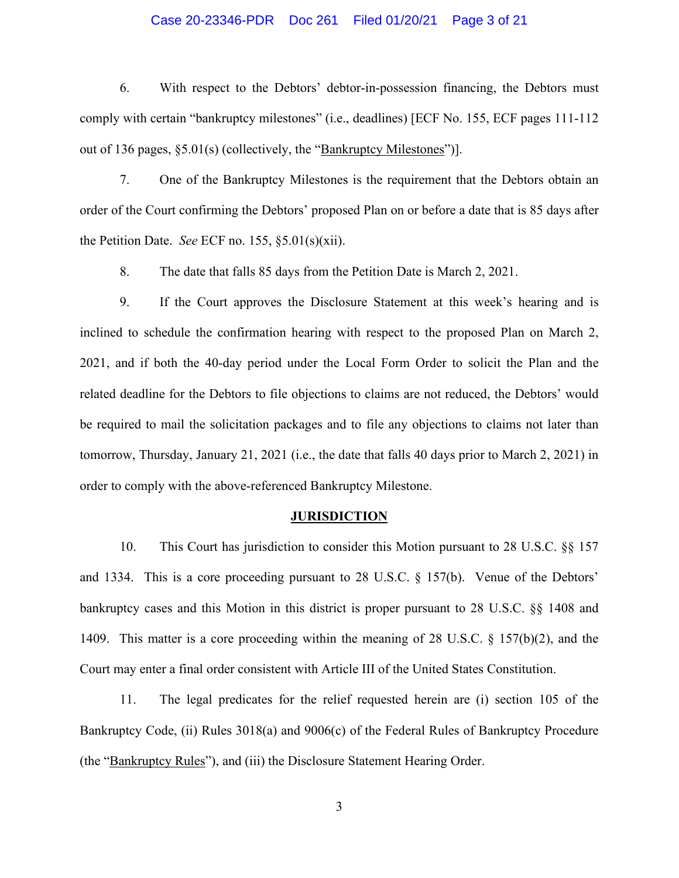6. With respect to the Debtors' debtor-in-possession financing, the Debtors must comply with certain "bankruptcy milestones" (i.e., deadlines) [ECF No. 155, ECF pages 111-112 out of 136 pages, §5.01(s) (collectively, the "Bankruptcy Milestones")].

7. One of the Bankruptcy Milestones is the requirement that the Debtors obtain an order of the Court confirming the Debtors' proposed Plan on or before a date that is 85 days after the Petition Date. *See* ECF no. 155, §5.01(s)(xii).

8. The date that falls 85 days from the Petition Date is March 2, 2021.

9. If the Court approves the Disclosure Statement at this week's hearing and is inclined to schedule the confirmation hearing with respect to the proposed Plan on March 2, 2021, and if both the 40-day period under the Local Form Order to solicit the Plan and the related deadline for the Debtors to file objections to claims are not reduced, the Debtors' would be required to mail the solicitation packages and to file any objections to claims not later than tomorrow, Thursday, January 21, 2021 (i.e., the date that falls 40 days prior to March 2, 2021) in order to comply with the above-referenced Bankruptcy Milestone.

## JURISDICTION

10. This Court has jurisdiction to consider this Motion pursuant to 28 U.S.C. §§ 157 and 1334. This is a core proceeding pursuant to 28 U.S.C. § 157(b). Venue of the Debtors' bankruptcy cases and this Motion in this district is proper pursuant to 28 U.S.C. §§ 1408 and 1409. This matter is a core proceeding within the meaning of 28 U.S.C. § 157(b)(2), and the Court may enter a final order consistent with Article III of the United States Constitution.

11. The legal predicates for the relief requested herein are (i) section 105 of the Bankruptcy Code, (ii) Rules 3018(a) and 9006(c) of the Federal Rules of Bankruptcy Procedure (the "Bankruptcy Rules"), and (iii) the Disclosure Statement Hearing Order.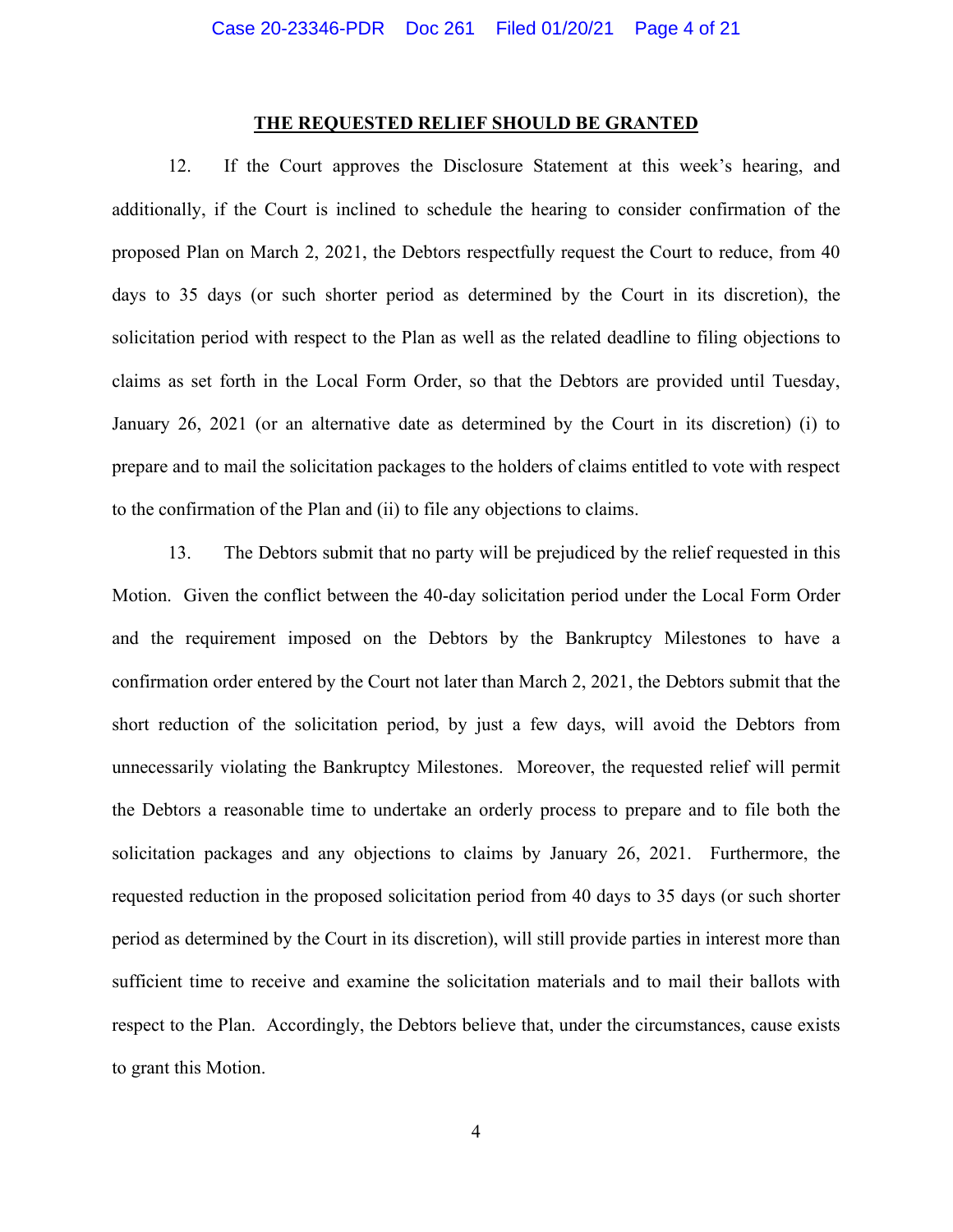## THE REQUESTED RELIEF SHOULD BE GRANTED

12. If the Court approves the Disclosure Statement at this week's hearing, and additionally, if the Court is inclined to schedule the hearing to consider confirmation of the proposed Plan on March 2, 2021, the Debtors respectfully request the Court to reduce, from 40 days to 35 days (or such shorter period as determined by the Court in its discretion), the solicitation period with respect to the Plan as well as the related deadline to filing objections to claims as set forth in the Local Form Order, so that the Debtors are provided until Tuesday, January 26, 2021 (or an alternative date as determined by the Court in its discretion) (i) to prepare and to mail the solicitation packages to the holders of claims entitled to vote with respect to the confirmation of the Plan and (ii) to file any objections to claims.

13. The Debtors submit that no party will be prejudiced by the relief requested in this Motion. Given the conflict between the 40-day solicitation period under the Local Form Order and the requirement imposed on the Debtors by the Bankruptcy Milestones to have a confirmation order entered by the Court not later than March 2, 2021, the Debtors submit that the short reduction of the solicitation period, by just a few days, will avoid the Debtors from unnecessarily violating the Bankruptcy Milestones. Moreover, the requested relief will permit the Debtors a reasonable time to undertake an orderly process to prepare and to file both the solicitation packages and any objections to claims by January 26, 2021. Furthermore, the requested reduction in the proposed solicitation period from 40 days to 35 days (or such shorter period as determined by the Court in its discretion), will still provide parties in interest more than sufficient time to receive and examine the solicitation materials and to mail their ballots with respect to the Plan. Accordingly, the Debtors believe that, under the circumstances, cause exists to grant this Motion.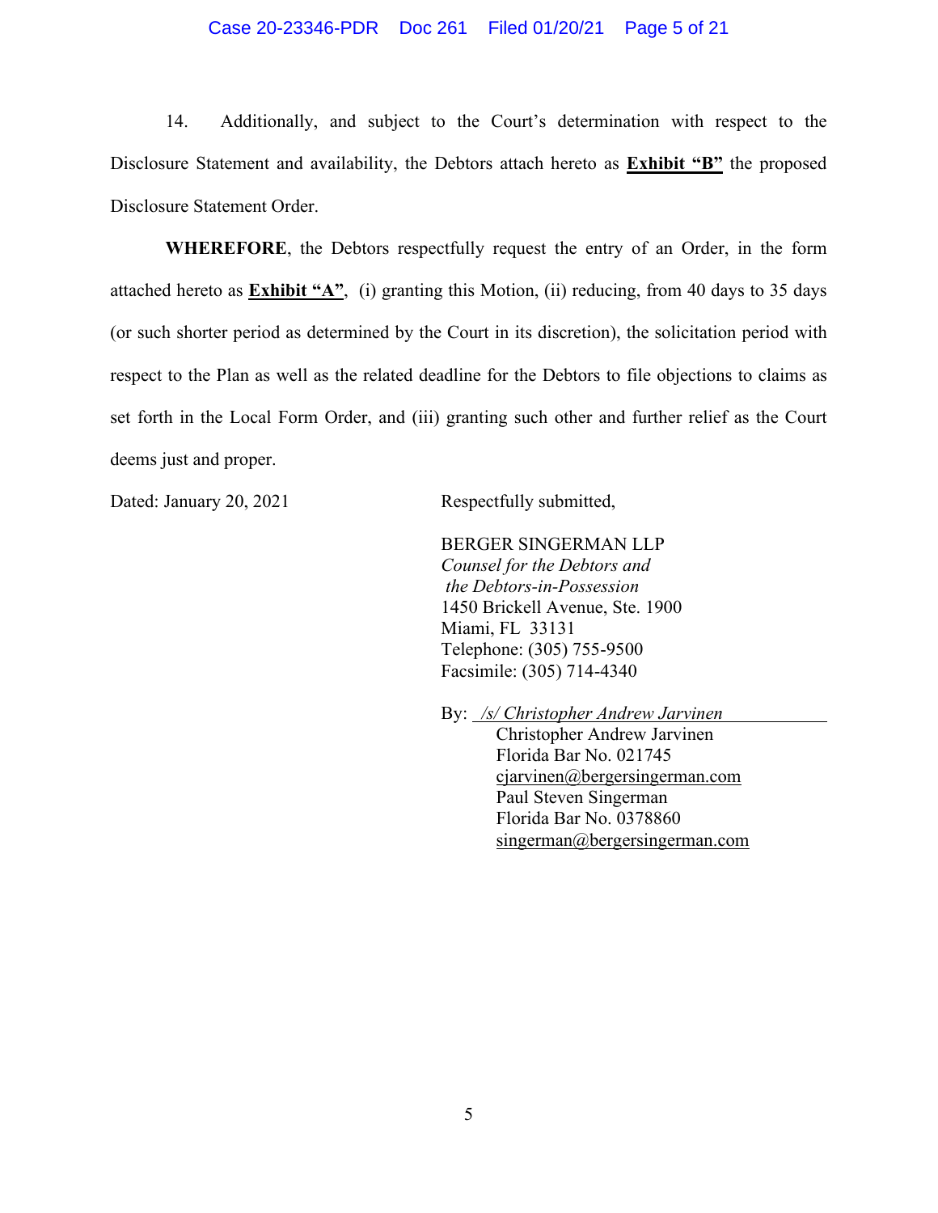14. Additionally, and subject to the Court's determination with respect to the Disclosure Statement and availability, the Debtors attach hereto as **Exhibit "B"** the proposed Disclosure Statement Order.

**WHEREFORE**, the Debtors respectfully request the entry of an Order, in the form attached hereto as **Exhibit "A"**, (i) granting this Motion, (ii) reducing, from 40 days to 35 days (or such shorter period as determined by the Court in its discretion), the solicitation period with respect to the Plan as well as the related deadline for the Debtors to file objections to claims as set forth in the Local Form Order, and (iii) granting such other and further relief as the Court deems just and proper.

Dated: January 20, 2021

Respectfully submitted,

BERGER SINGERMAN LLP
*Counsel for the Debtors and the Debtors-in-Possession*
1450 Brickell Avenue, Ste. 1900
Miami, FL 33131
Telephone: (305) 755-9500
Facsimile: (305) 714-4340

By: */s/ Christopher Andrew Jarvinen*
Christopher Andrew Jarvinen
Florida Bar No. 021745
cjarvinen@bergersingerman.com
Paul Steven Singerman
Florida Bar No. 0378860
singerman@bergersingerman.com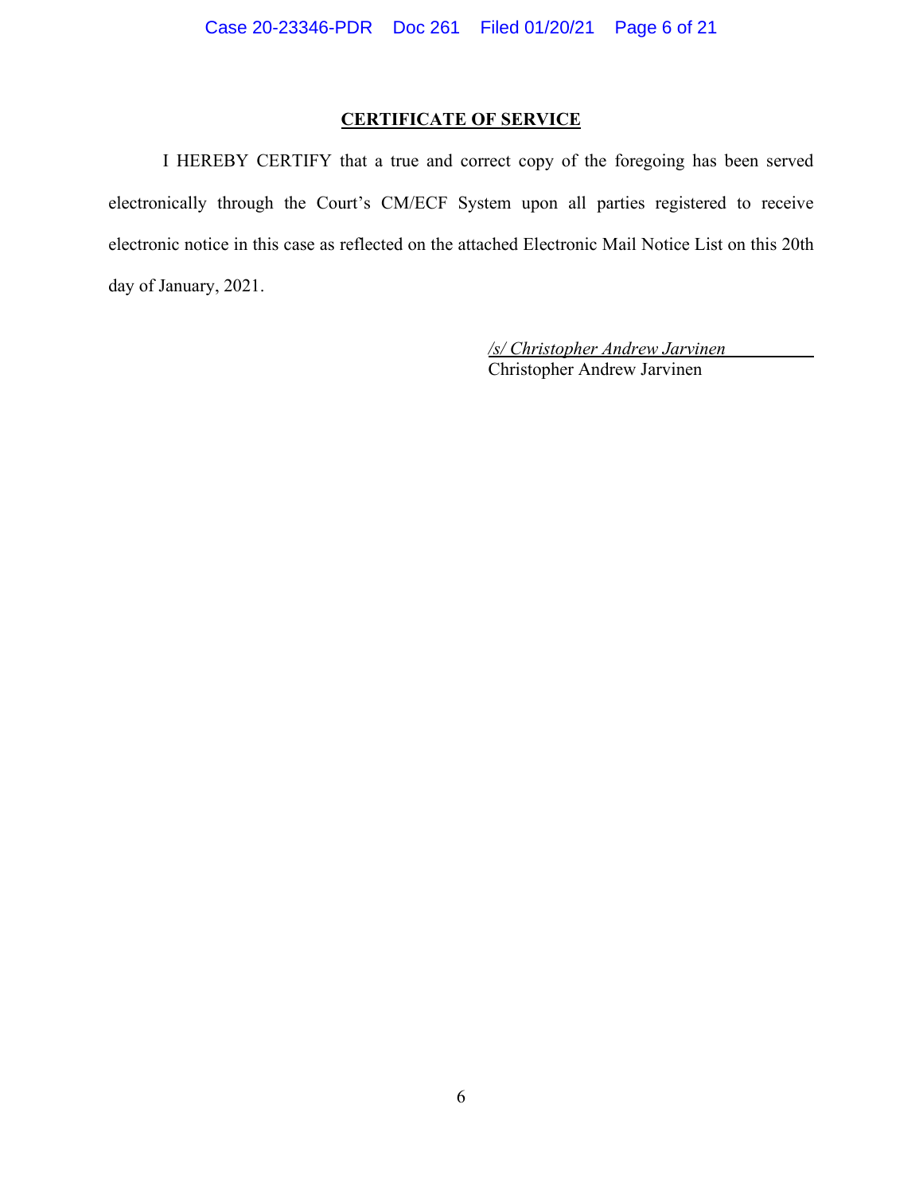**CERTIFICATE OF SERVICE**

I HEREBY CERTIFY that a true and correct copy of the foregoing has been served electronically through the Court's CM/ECF System upon all parties registered to receive electronic notice in this case as reflected on the attached Electronic Mail Notice List on this 20th day of January, 2021.

*/s/ Christopher Andrew Jarvinen*
Christopher Andrew Jarvinen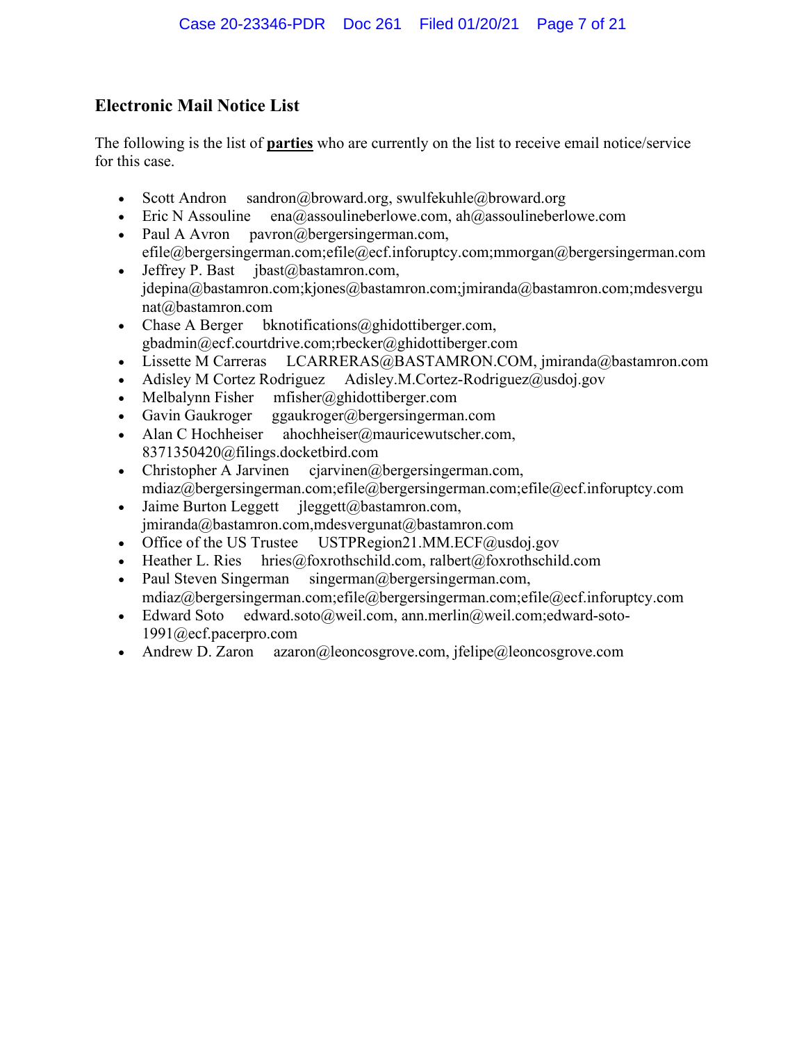## Electronic Mail Notice List

The following is the list of **parties** who are currently on the list to receive email notice/service for this case.

- Scott Andron sandron@broward.org, swulfekuhle@broward.org
- Eric N Assouline ena@assoulineberlowe.com, ah@assoulineberlowe.com
- Paul A Avron pavron@bergersingerman.com, efile@bergersingerman.com;efile@ecf.inforuptcy.com;mmorgan@bergersingerman.com
- Jeffrey P. Bast jbast@bastamron.com, jdepina@bastamron.com;kjones@bastamron.com;jmiranda@bastamron.com;mdesvergunat@bastamron.com
- Chase A Berger bknotifications@ghidottiberger.com, gbadmin@ecf.courtdrive.com;rbecker@ghidottiberger.com
- Lissette M Carreras LCARRERAS@BASTAMRON.COM, jmiranda@bastamron.com
- Adisley M Cortez Rodriguez Adisley.M.Cortez-Rodriguez@usdoj.gov
- Melbalynn Fisher mfisher@ghidottiberger.com
- Gavin Gaukroger ggaukroger@bergersingerman.com
- Alan C Hochheiser ahochheiser@mauricewutscher.com, 8371350420@filings.docketbird.com
- Christopher A Jarvinen cjarvinen@bergersingerman.com, mdiaz@bergersingerman.com;efile@bergersingerman.com;efile@ecf.inforuptcy.com
- Jaime Burton Leggett jleggett@bastamron.com, jmiranda@bastamron.com,mdesvergunat@bastamron.com
- Office of the US Trustee USTPRegion21.MM.ECF@usdoj.gov
- Heather L. Ries hries@foxrothschild.com, ralbert@foxrothschild.com
- Paul Steven Singerman singerman@bergersingerman.com, mdiaz@bergersingerman.com;efile@bergersingerman.com;efile@ecf.inforuptcy.com
- Edward Soto edward.soto@weil.com, ann.merlin@weil.com;edward-soto-1991@ecf.pacerpro.com
- Andrew D. Zaron azaron@leoncosgrove.com, jfelipe@leoncosgrove.com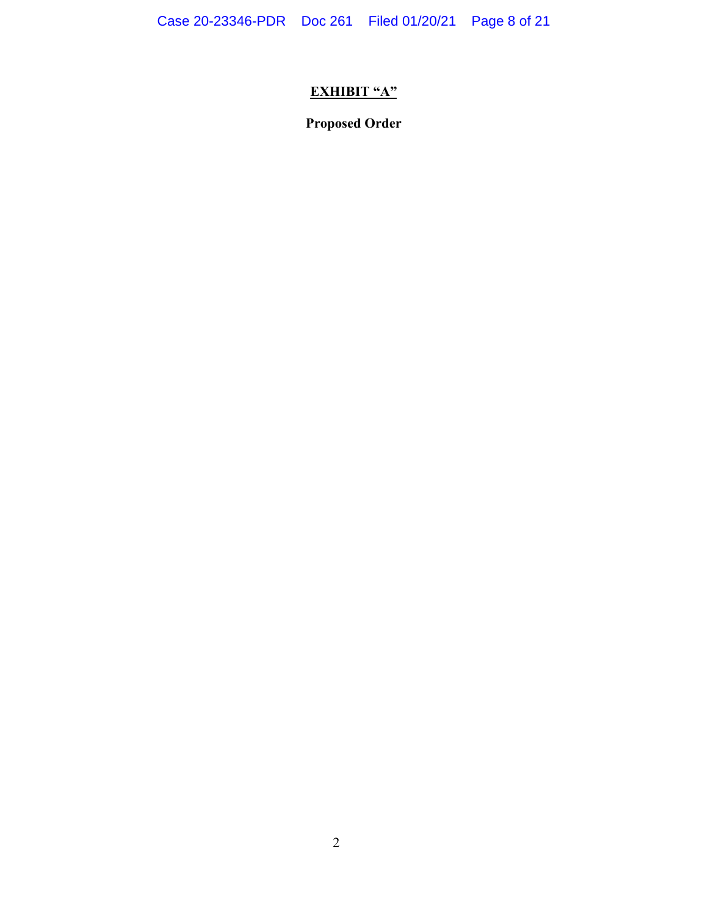**EXHIBIT "A"**

**Proposed Order**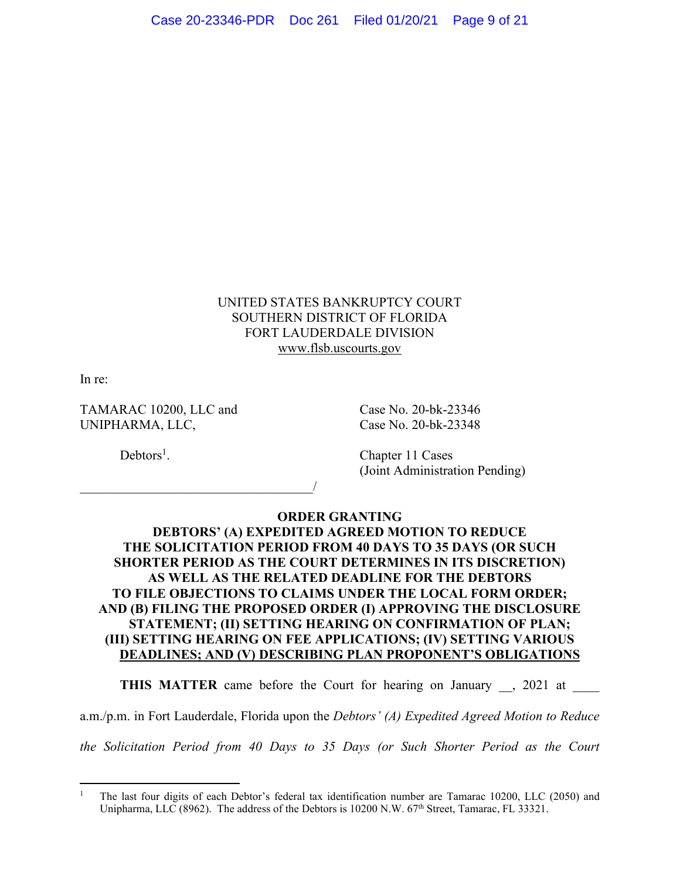UNITED STATES BANKRUPTCY COURT
SOUTHERN DISTRICT OF FLORIDA
FORT LAUDERDALE DIVISION
www.flsb.uscourts.gov

In re:

TAMARAC 10200, LLC and
UNIPHARMA, LLC,

Debtors[1].

Case No. 20-bk-23346
Case No. 20-bk-23348

Chapter 11 Cases
(Joint Administration Pending)

______________________________________/

**ORDER GRANTING DEBTORS' (A) EXPEDITED AGREED MOTION TO REDUCE THE SOLICITATION PERIOD FROM 40 DAYS TO 35 DAYS (OR SUCH SHORTER PERIOD AS THE COURT DETERMINES IN ITS DISCRETION) AS WELL AS THE RELATED DEADLINE FOR THE DEBTORS TO FILE OBJECTIONS TO CLAIMS UNDER THE LOCAL FORM ORDER; AND (B) FILING THE PROPOSED ORDER (I) APPROVING THE DISCLOSURE STATEMENT; (II) SETTING HEARING ON CONFIRMATION OF PLAN; (III) SETTING HEARING ON FEE APPLICATIONS; (IV) SETTING VARIOUS DEADLINES; AND (V) DESCRIBING PLAN PROPONENT'S OBLIGATIONS**

**THIS MATTER** came before the Court for hearing on January __, 2021 at ____ a.m./p.m. in Fort Lauderdale, Florida upon the *Debtors' (A) Expedited Agreed Motion to Reduce the Solicitation Period from 40 Days to 35 Days (or Such Shorter Period as the Court*

[1] The last four digits of each Debtor's federal tax identification number are Tamarac 10200, LLC (2050) and Unipharma, LLC (8962). The address of the Debtors is 10200 N.W. 67th Street, Tamarac, FL 33321.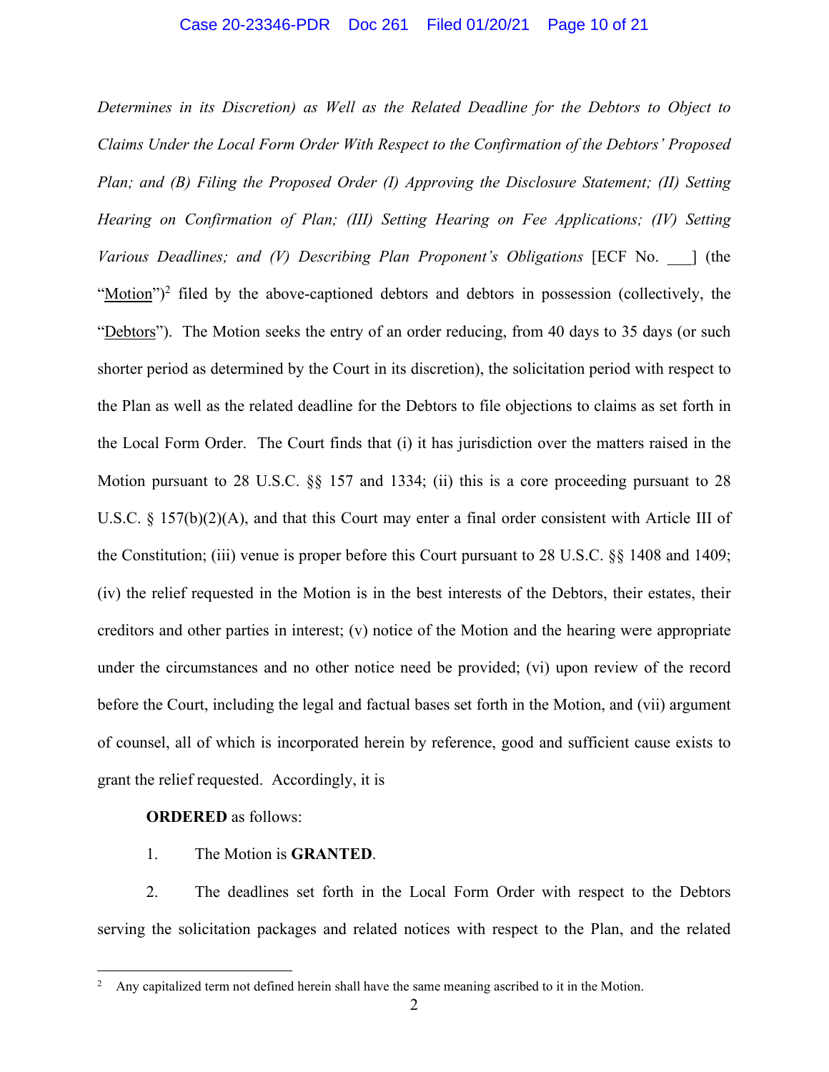*Determines in its Discretion) as Well as the Related Deadline for the Debtors to Object to Claims Under the Local Form Order With Respect to the Confirmation of the Debtors' Proposed Plan; and (B) Filing the Proposed Order (I) Approving the Disclosure Statement; (II) Setting Hearing on Confirmation of Plan; (III) Setting Hearing on Fee Applications; (IV) Setting Various Deadlines; and (V) Describing Plan Proponent's Obligations* [ECF No. ___] (the "Motion")[2] filed by the above-captioned debtors and debtors in possession (collectively, the "Debtors"). The Motion seeks the entry of an order reducing, from 40 days to 35 days (or such shorter period as determined by the Court in its discretion), the solicitation period with respect to the Plan as well as the related deadline for the Debtors to file objections to claims as set forth in the Local Form Order. The Court finds that (i) it has jurisdiction over the matters raised in the Motion pursuant to 28 U.S.C. §§ 157 and 1334; (ii) this is a core proceeding pursuant to 28 U.S.C. § 157(b)(2)(A), and that this Court may enter a final order consistent with Article III of the Constitution; (iii) venue is proper before this Court pursuant to 28 U.S.C. §§ 1408 and 1409; (iv) the relief requested in the Motion is in the best interests of the Debtors, their estates, their creditors and other parties in interest; (v) notice of the Motion and the hearing were appropriate under the circumstances and no other notice need be provided; (vi) upon review of the record before the Court, including the legal and factual bases set forth in the Motion, and (vii) argument of counsel, all of which is incorporated herein by reference, good and sufficient cause exists to grant the relief requested. Accordingly, it is

**ORDERED** as follows:

1. The Motion is **GRANTED**.

2. The deadlines set forth in the Local Form Order with respect to the Debtors serving the solicitation packages and related notices with respect to the Plan, and the related

---

[2] Any capitalized term not defined herein shall have the same meaning ascribed to it in the Motion.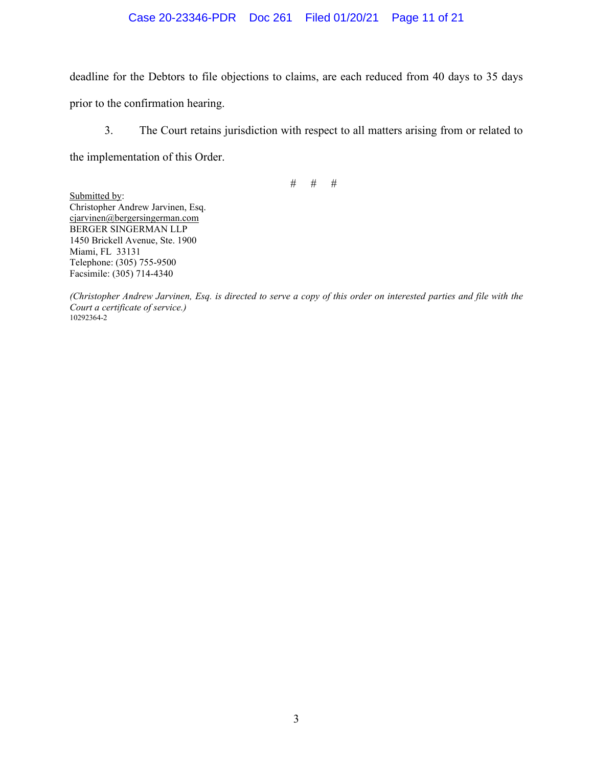deadline for the Debtors to file objections to claims, are each reduced from 40 days to 35 days prior to the confirmation hearing.

3. The Court retains jurisdiction with respect to all matters arising from or related to the implementation of this Order.

# # #

Submitted by:
Christopher Andrew Jarvinen, Esq.
cjarvinen@bergersingerman.com
BERGER SINGERMAN LLP
1450 Brickell Avenue, Ste. 1900
Miami, FL 33131
Telephone: (305) 755-9500
Facsimile: (305) 714-4340

*(Christopher Andrew Jarvinen, Esq. is directed to serve a copy of this order on interested parties and file with the Court a certificate of service.)*
10292364-2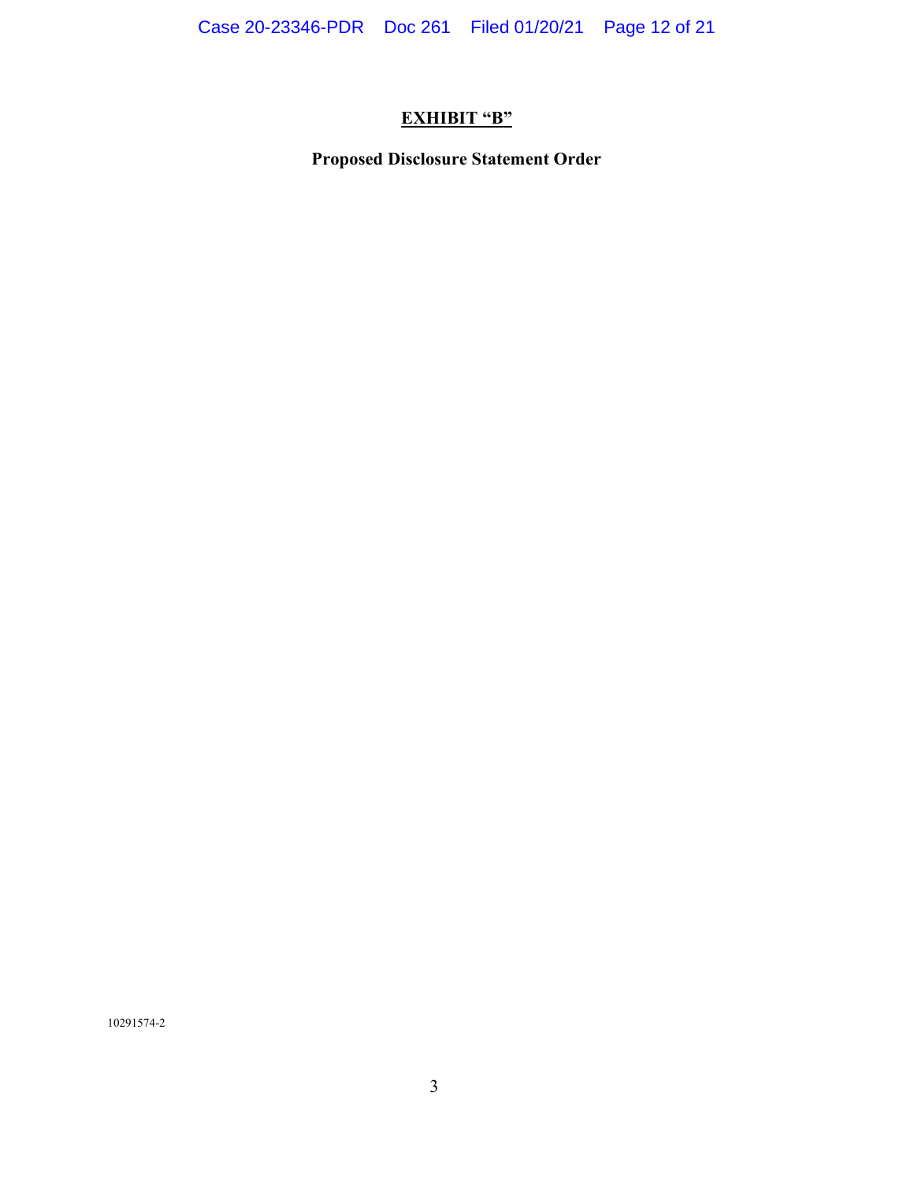# EXHIBIT "B"

**Proposed Disclosure Statement Order**

10291574-2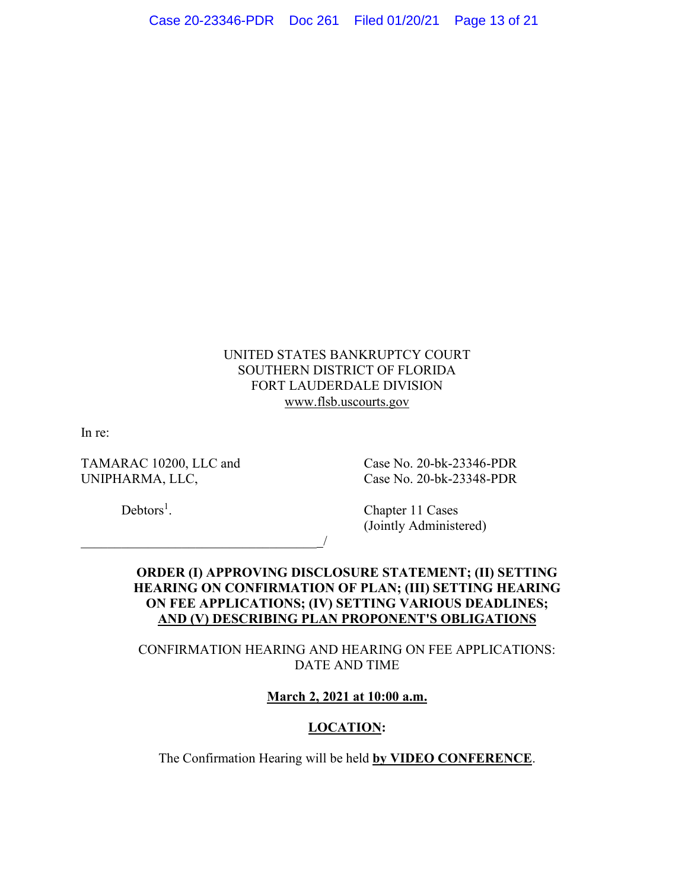UNITED STATES BANKRUPTCY COURT
SOUTHERN DISTRICT OF FLORIDA
FORT LAUDERDALE DIVISION
www.flsb.uscourts.gov

In re:

TAMARAC 10200, LLC and
UNIPHARMA, LLC,

Debtors[1].

Case No. 20-bk-23346-PDR
Case No. 20-bk-23348-PDR

Chapter 11 Cases
(Jointly Administered)

\_\_\_\_\_\_\_\_\_\_\_\_\_\_\_\_\_\_\_\_\_\_\_\_\_\_\_\_\_\_\_\_\_\_\_\_\_\_/

**ORDER (I) APPROVING DISCLOSURE STATEMENT; (II) SETTING HEARING ON CONFIRMATION OF PLAN; (III) SETTING HEARING ON FEE APPLICATIONS; (IV) SETTING VARIOUS DEADLINES; AND (V) DESCRIBING PLAN PROPONENT'S OBLIGATIONS**

CONFIRMATION HEARING AND HEARING ON FEE APPLICATIONS: DATE AND TIME

**March 2, 2021 at 10:00 a.m.**

**LOCATION:**

The Confirmation Hearing will be held **by VIDEO CONFERENCE**.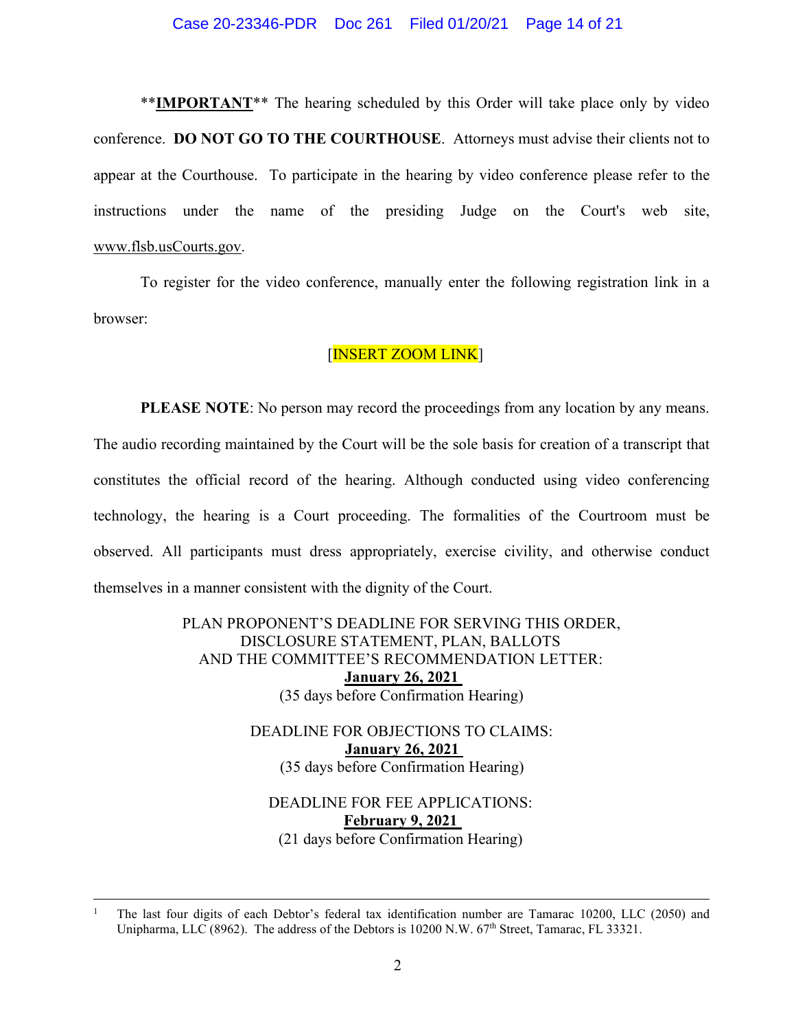\*\***IMPORTANT**\*\* The hearing scheduled by this Order will take place only by video conference. **DO NOT GO TO THE COURTHOUSE**. Attorneys must advise their clients not to appear at the Courthouse. To participate in the hearing by video conference please refer to the instructions under the name of the presiding Judge on the Court's web site, www.flsb.usCourts.gov.

To register for the video conference, manually enter the following registration link in a browser:

[INSERT ZOOM LINK]

**PLEASE NOTE**: No person may record the proceedings from any location by any means. The audio recording maintained by the Court will be the sole basis for creation of a transcript that constitutes the official record of the hearing. Although conducted using video conferencing technology, the hearing is a Court proceeding. The formalities of the Courtroom must be observed. All participants must dress appropriately, exercise civility, and otherwise conduct themselves in a manner consistent with the dignity of the Court.

PLAN PROPONENT'S DEADLINE FOR SERVING THIS ORDER, DISCLOSURE STATEMENT, PLAN, BALLOTS AND THE COMMITTEE'S RECOMMENDATION LETTER:
**January 26, 2021**
(35 days before Confirmation Hearing)

DEADLINE FOR OBJECTIONS TO CLAIMS:
**January 26, 2021**
(35 days before Confirmation Hearing)

DEADLINE FOR FEE APPLICATIONS:
**February 9, 2021**
(21 days before Confirmation Hearing)

---

[1] The last four digits of each Debtor's federal tax identification number are Tamarac 10200, LLC (2050) and Unipharma, LLC (8962). The address of the Debtors is 10200 N.W. 67th Street, Tamarac, FL 33321.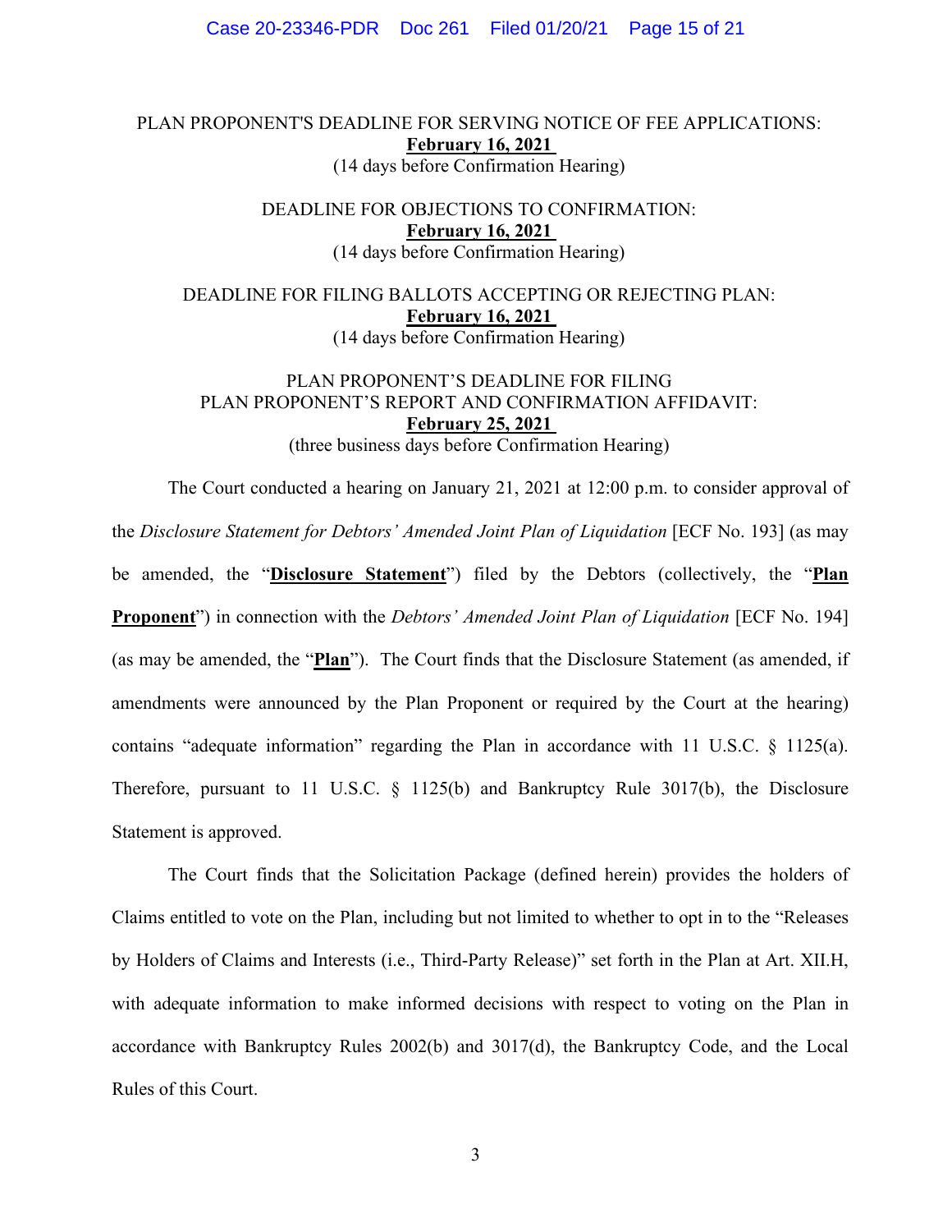PLAN PROPONENT'S DEADLINE FOR SERVING NOTICE OF FEE APPLICATIONS:
**February 16, 2021**
(14 days before Confirmation Hearing)

DEADLINE FOR OBJECTIONS TO CONFIRMATION:
**February 16, 2021**
(14 days before Confirmation Hearing)

DEADLINE FOR FILING BALLOTS ACCEPTING OR REJECTING PLAN:
**February 16, 2021**
(14 days before Confirmation Hearing)

PLAN PROPONENT'S DEADLINE FOR FILING
PLAN PROPONENT'S REPORT AND CONFIRMATION AFFIDAVIT:
**February 25, 2021**
(three business days before Confirmation Hearing)

The Court conducted a hearing on January 21, 2021 at 12:00 p.m. to consider approval of the *Disclosure Statement for Debtors' Amended Joint Plan of Liquidation* [ECF No. 193] (as may be amended, the "**Disclosure Statement**") filed by the Debtors (collectively, the "**Plan Proponent**") in connection with the *Debtors' Amended Joint Plan of Liquidation* [ECF No. 194] (as may be amended, the "**Plan**"). The Court finds that the Disclosure Statement (as amended, if amendments were announced by the Plan Proponent or required by the Court at the hearing) contains "adequate information" regarding the Plan in accordance with 11 U.S.C. § 1125(a). Therefore, pursuant to 11 U.S.C. § 1125(b) and Bankruptcy Rule 3017(b), the Disclosure Statement is approved.

The Court finds that the Solicitation Package (defined herein) provides the holders of Claims entitled to vote on the Plan, including but not limited to whether to opt in to the "Releases by Holders of Claims and Interests (i.e., Third-Party Release)" set forth in the Plan at Art. XII.H, with adequate information to make informed decisions with respect to voting on the Plan in accordance with Bankruptcy Rules 2002(b) and 3017(d), the Bankruptcy Code, and the Local Rules of this Court.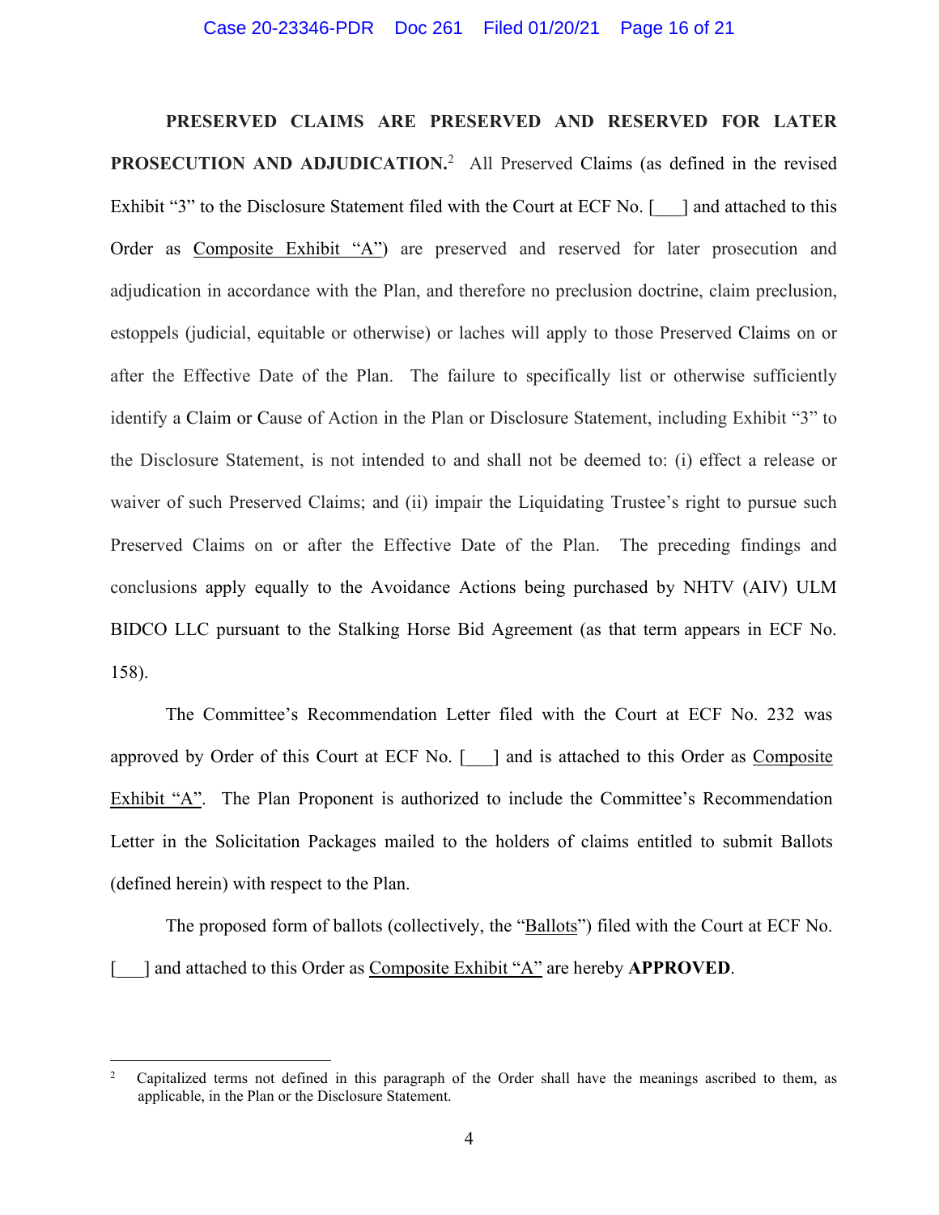**PRESERVED CLAIMS ARE PRESERVED AND RESERVED FOR LATER PROSECUTION AND ADJUDICATION.**[2] All Preserved Claims (as defined in the revised Exhibit "3" to the Disclosure Statement filed with the Court at ECF No. [___] and attached to this Order as Composite Exhibit "A") are preserved and reserved for later prosecution and adjudication in accordance with the Plan, and therefore no preclusion doctrine, claim preclusion, estoppels (judicial, equitable or otherwise) or laches will apply to those Preserved Claims on or after the Effective Date of the Plan. The failure to specifically list or otherwise sufficiently identify a Claim or Cause of Action in the Plan or Disclosure Statement, including Exhibit "3" to the Disclosure Statement, is not intended to and shall not be deemed to: (i) effect a release or waiver of such Preserved Claims; and (ii) impair the Liquidating Trustee's right to pursue such Preserved Claims on or after the Effective Date of the Plan. The preceding findings and conclusions apply equally to the Avoidance Actions being purchased by NHTV (AIV) ULM BIDCO LLC pursuant to the Stalking Horse Bid Agreement (as that term appears in ECF No. 158).

The Committee's Recommendation Letter filed with the Court at ECF No. 232 was approved by Order of this Court at ECF No. [___] and is attached to this Order as Composite Exhibit "A". The Plan Proponent is authorized to include the Committee's Recommendation Letter in the Solicitation Packages mailed to the holders of claims entitled to submit Ballots (defined herein) with respect to the Plan.

The proposed form of ballots (collectively, the "Ballots") filed with the Court at ECF No. [___] and attached to this Order as Composite Exhibit "A" are hereby **APPROVED**.

---

[2] Capitalized terms not defined in this paragraph of the Order shall have the meanings ascribed to them, as applicable, in the Plan or the Disclosure Statement.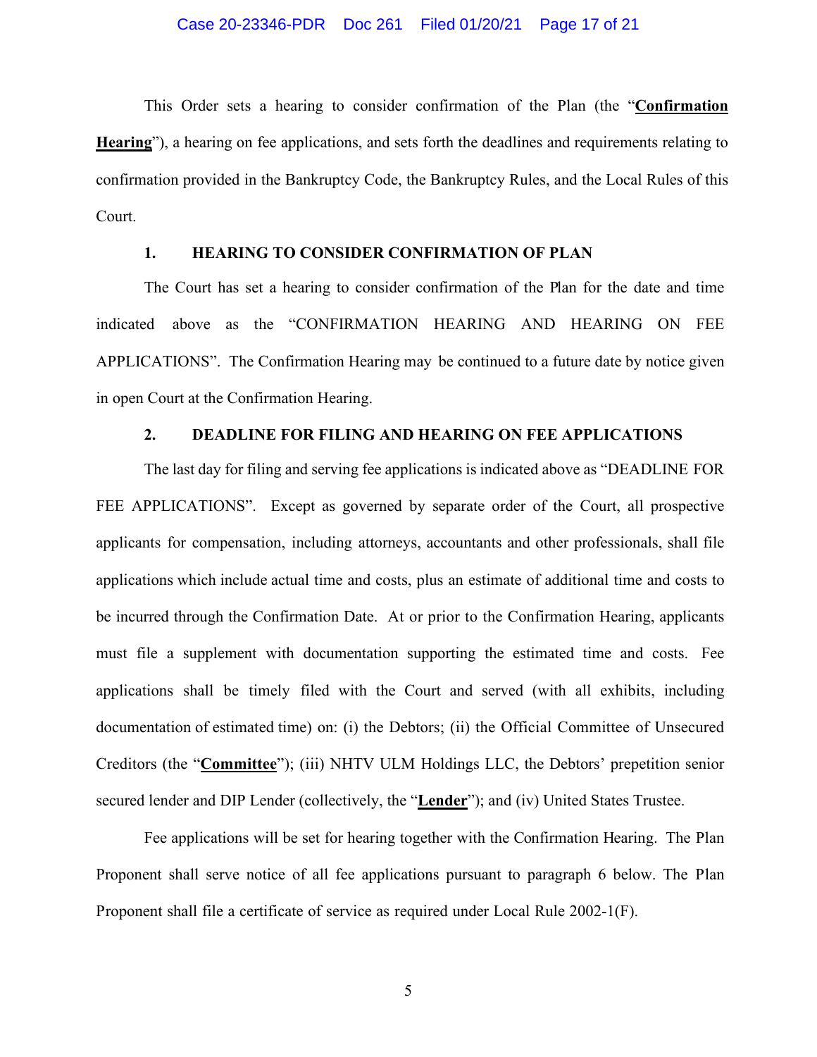This Order sets a hearing to consider confirmation of the Plan (the "**Confirmation Hearing**"), a hearing on fee applications, and sets forth the deadlines and requirements relating to confirmation provided in the Bankruptcy Code, the Bankruptcy Rules, and the Local Rules of this Court.

## 1. HEARING TO CONSIDER CONFIRMATION OF PLAN

The Court has set a hearing to consider confirmation of the Plan for the date and time indicated above as the "CONFIRMATION HEARING AND HEARING ON FEE APPLICATIONS". The Confirmation Hearing may be continued to a future date by notice given in open Court at the Confirmation Hearing.

## 2. DEADLINE FOR FILING AND HEARING ON FEE APPLICATIONS

The last day for filing and serving fee applications is indicated above as "DEADLINE FOR FEE APPLICATIONS". Except as governed by separate order of the Court, all prospective applicants for compensation, including attorneys, accountants and other professionals, shall file applications which include actual time and costs, plus an estimate of additional time and costs to be incurred through the Confirmation Date. At or prior to the Confirmation Hearing, applicants must file a supplement with documentation supporting the estimated time and costs. Fee applications shall be timely filed with the Court and served (with all exhibits, including documentation of estimated time) on: (i) the Debtors; (ii) the Official Committee of Unsecured Creditors (the "**Committee**"); (iii) NHTV ULM Holdings LLC, the Debtors' prepetition senior secured lender and DIP Lender (collectively, the "**Lender**"); and (iv) United States Trustee.

Fee applications will be set for hearing together with the Confirmation Hearing. The Plan Proponent shall serve notice of all fee applications pursuant to paragraph 6 below. The Plan Proponent shall file a certificate of service as required under Local Rule 2002-1(F).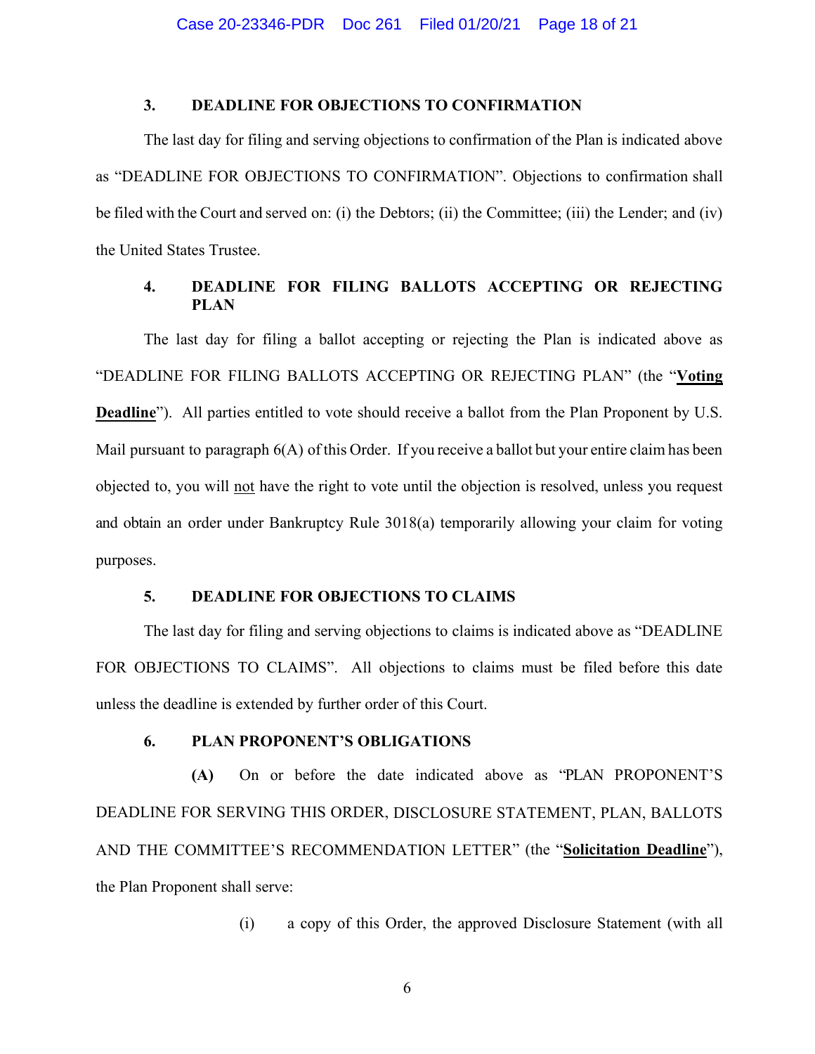### 3. DEADLINE FOR OBJECTIONS TO CONFIRMATION

The last day for filing and serving objections to confirmation of the Plan is indicated above as "DEADLINE FOR OBJECTIONS TO CONFIRMATION". Objections to confirmation shall be filed with the Court and served on: (i) the Debtors; (ii) the Committee; (iii) the Lender; and (iv) the United States Trustee.

### 4. DEADLINE FOR FILING BALLOTS ACCEPTING OR REJECTING PLAN

The last day for filing a ballot accepting or rejecting the Plan is indicated above as "DEADLINE FOR FILING BALLOTS ACCEPTING OR REJECTING PLAN" (the "**Voting Deadline**"). All parties entitled to vote should receive a ballot from the Plan Proponent by U.S. Mail pursuant to paragraph 6(A) of this Order. If you receive a ballot but your entire claim has been objected to, you will not have the right to vote until the objection is resolved, unless you request and obtain an order under Bankruptcy Rule 3018(a) temporarily allowing your claim for voting purposes.

### 5. DEADLINE FOR OBJECTIONS TO CLAIMS

The last day for filing and serving objections to claims is indicated above as "DEADLINE FOR OBJECTIONS TO CLAIMS". All objections to claims must be filed before this date unless the deadline is extended by further order of this Court.

### 6. PLAN PROPONENT'S OBLIGATIONS

**(A)** On or before the date indicated above as "PLAN PROPONENT'S DEADLINE FOR SERVING THIS ORDER, DISCLOSURE STATEMENT, PLAN, BALLOTS AND THE COMMITTEE'S RECOMMENDATION LETTER" (the "**Solicitation Deadline**"), the Plan Proponent shall serve:

(i) a copy of this Order, the approved Disclosure Statement (with all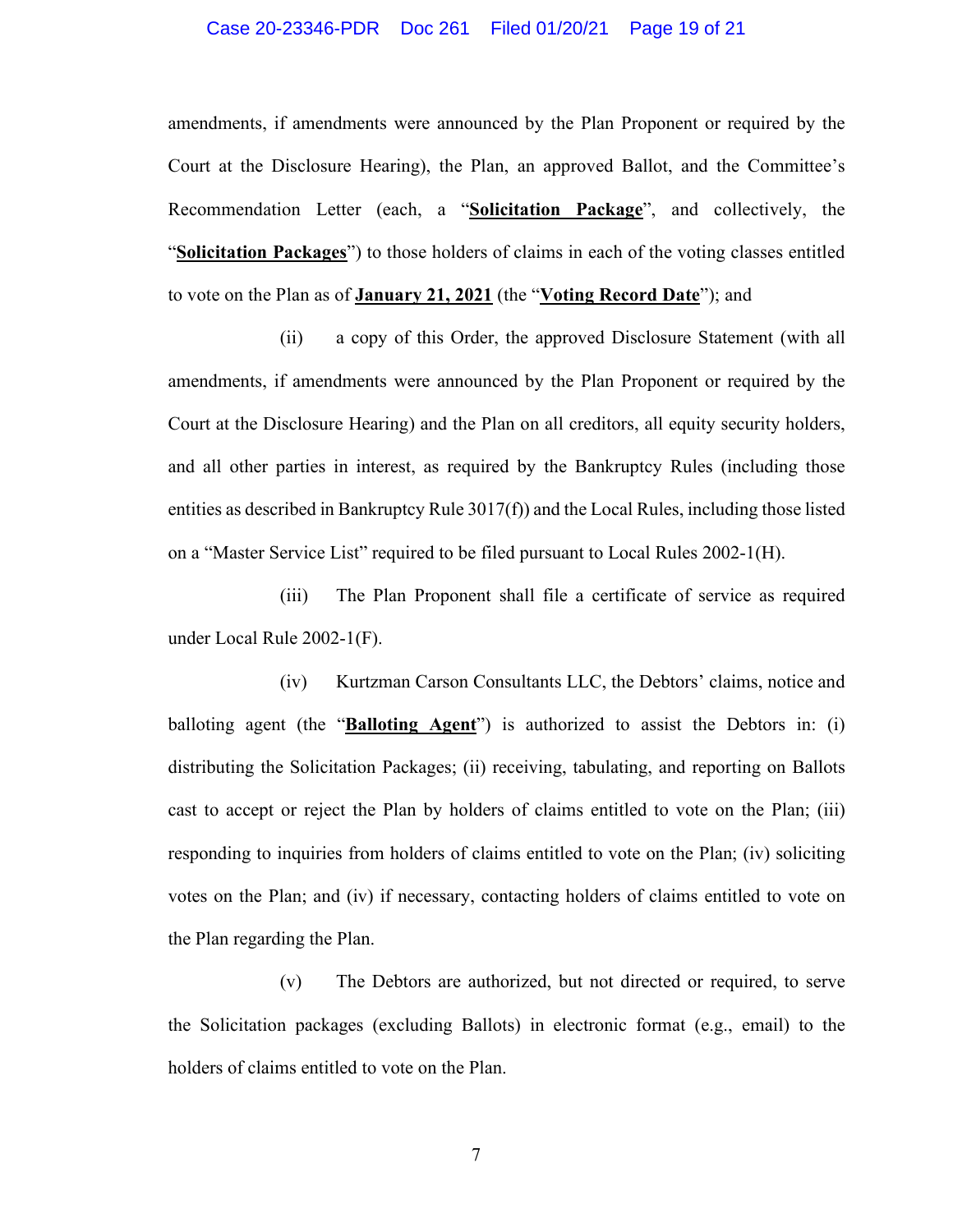amendments, if amendments were announced by the Plan Proponent or required by the Court at the Disclosure Hearing), the Plan, an approved Ballot, and the Committee's Recommendation Letter (each, a "**Solicitation Package**", and collectively, the "**Solicitation Packages**") to those holders of claims in each of the voting classes entitled to vote on the Plan as of **January 21, 2021** (the "**Voting Record Date**"); and

(ii) a copy of this Order, the approved Disclosure Statement (with all amendments, if amendments were announced by the Plan Proponent or required by the Court at the Disclosure Hearing) and the Plan on all creditors, all equity security holders, and all other parties in interest, as required by the Bankruptcy Rules (including those entities as described in Bankruptcy Rule 3017(f)) and the Local Rules, including those listed on a "Master Service List" required to be filed pursuant to Local Rules 2002-1(H).

(iii) The Plan Proponent shall file a certificate of service as required under Local Rule 2002-1(F).

(iv) Kurtzman Carson Consultants LLC, the Debtors' claims, notice and balloting agent (the "**Balloting Agent**") is authorized to assist the Debtors in: (i) distributing the Solicitation Packages; (ii) receiving, tabulating, and reporting on Ballots cast to accept or reject the Plan by holders of claims entitled to vote on the Plan; (iii) responding to inquiries from holders of claims entitled to vote on the Plan; (iv) soliciting votes on the Plan; and (iv) if necessary, contacting holders of claims entitled to vote on the Plan regarding the Plan.

(v) The Debtors are authorized, but not directed or required, to serve the Solicitation packages (excluding Ballots) in electronic format (e.g., email) to the holders of claims entitled to vote on the Plan.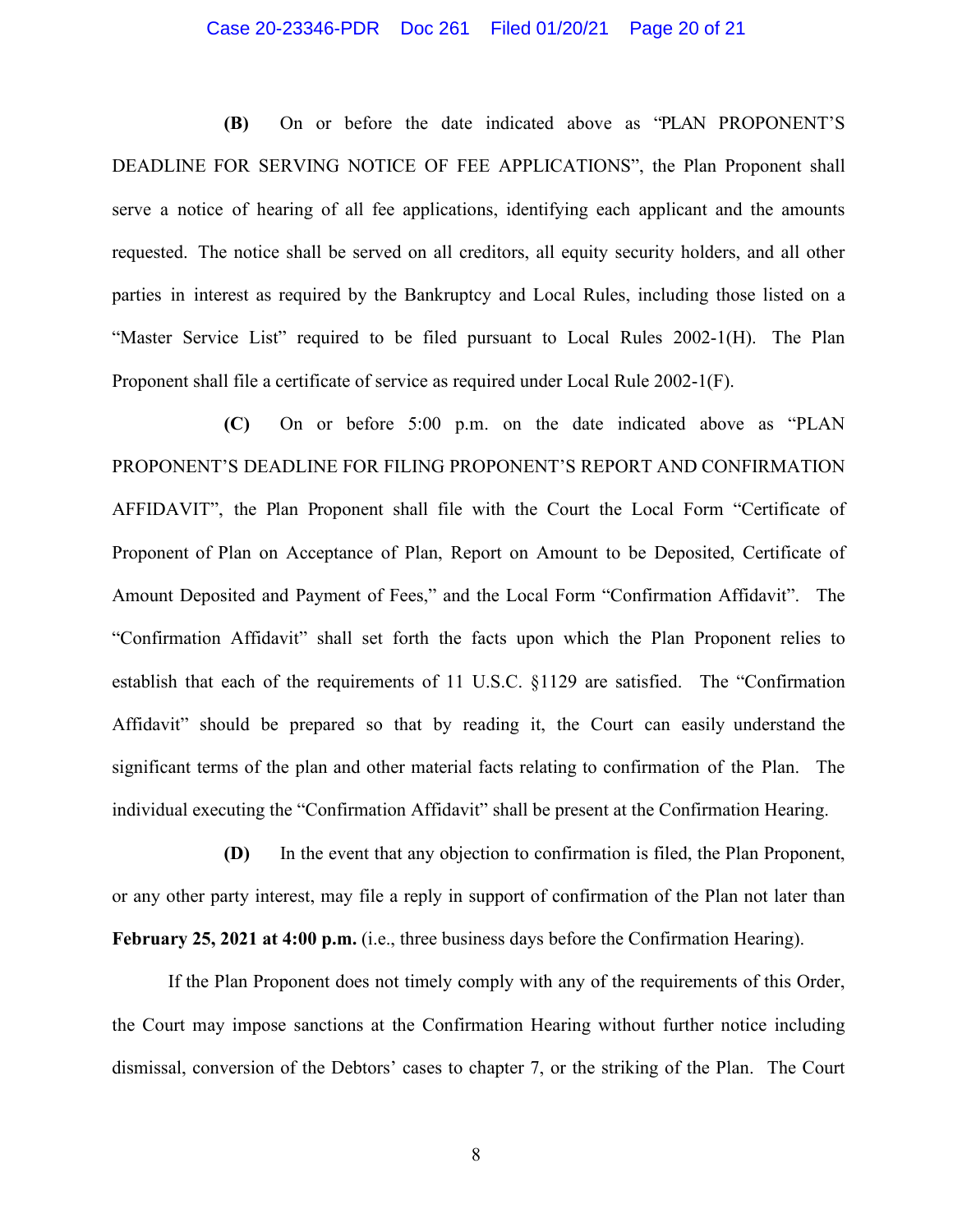**(B)** On or before the date indicated above as "PLAN PROPONENT'S DEADLINE FOR SERVING NOTICE OF FEE APPLICATIONS", the Plan Proponent shall serve a notice of hearing of all fee applications, identifying each applicant and the amounts requested. The notice shall be served on all creditors, all equity security holders, and all other parties in interest as required by the Bankruptcy and Local Rules, including those listed on a "Master Service List" required to be filed pursuant to Local Rules 2002-1(H). The Plan Proponent shall file a certificate of service as required under Local Rule 2002-1(F).

**(C)** On or before 5:00 p.m. on the date indicated above as "PLAN PROPONENT'S DEADLINE FOR FILING PROPONENT'S REPORT AND CONFIRMATION AFFIDAVIT", the Plan Proponent shall file with the Court the Local Form "Certificate of Proponent of Plan on Acceptance of Plan, Report on Amount to be Deposited, Certificate of Amount Deposited and Payment of Fees," and the Local Form "Confirmation Affidavit". The "Confirmation Affidavit" shall set forth the facts upon which the Plan Proponent relies to establish that each of the requirements of 11 U.S.C. §1129 are satisfied. The "Confirmation Affidavit" should be prepared so that by reading it, the Court can easily understand the significant terms of the plan and other material facts relating to confirmation of the Plan. The individual executing the "Confirmation Affidavit" shall be present at the Confirmation Hearing.

**(D)** In the event that any objection to confirmation is filed, the Plan Proponent, or any other party interest, may file a reply in support of confirmation of the Plan not later than **February 25, 2021 at 4:00 p.m.** (i.e., three business days before the Confirmation Hearing).

If the Plan Proponent does not timely comply with any of the requirements of this Order, the Court may impose sanctions at the Confirmation Hearing without further notice including dismissal, conversion of the Debtors' cases to chapter 7, or the striking of the Plan. The Court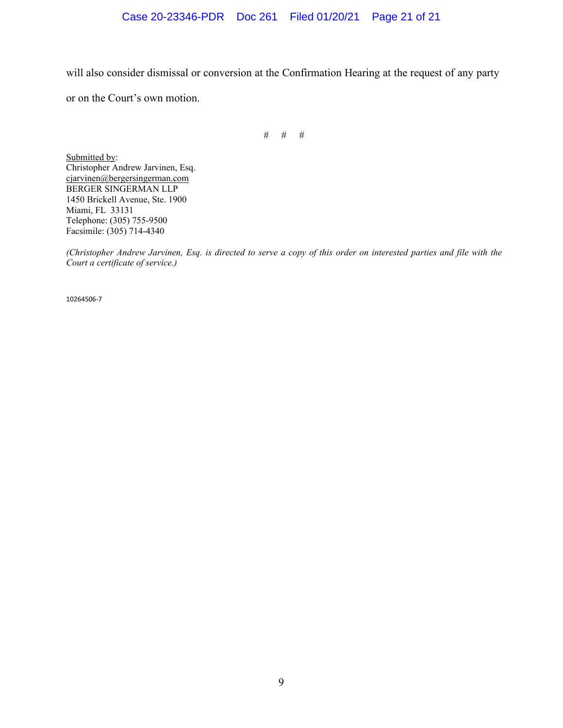will also consider dismissal or conversion at the Confirmation Hearing at the request of any party or on the Court's own motion.

# # #

Submitted by:
Christopher Andrew Jarvinen, Esq.
cjarvinen@bergersingerman.com
BERGER SINGERMAN LLP
1450 Brickell Avenue, Ste. 1900
Miami, FL 33131
Telephone: (305) 755-9500
Facsimile: (305) 714-4340

*(Christopher Andrew Jarvinen, Esq. is directed to serve a copy of this order on interested parties and file with the Court a certificate of service.)*

10264506-7